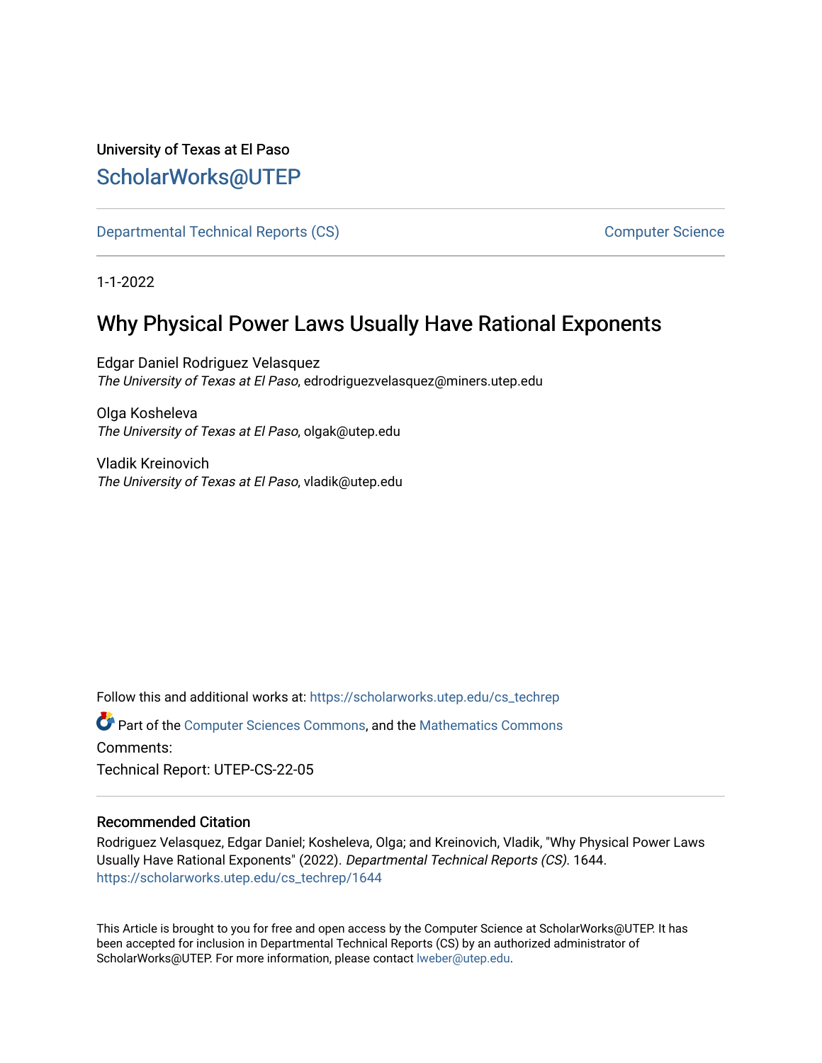University of Texas at El Paso

## ScholarWorks@UTEP

Departmental Technical Reports (CS) | Computer Science

1-1-2022

# Why Physical Power Laws Usually Have Rational Exponents

Edgar Daniel Rodriguez Velasquez
*The University of Texas at El Paso*, edrodriguezvelasquez@miners.utep.edu

Olga Kosheleva
*The University of Texas at El Paso*, olgak@utep.edu

Vladik Kreinovich
*The University of Texas at El Paso*, vladik@utep.edu

Follow this and additional works at: https://scholarworks.utep.edu/cs_techrep

Part of the Computer Sciences Commons, and the Mathematics Commons

Comments:

Technical Report: UTEP-CS-22-05

### Recommended Citation

Rodriguez Velasquez, Edgar Daniel; Kosheleva, Olga; and Kreinovich, Vladik, "Why Physical Power Laws Usually Have Rational Exponents" (2022). *Departmental Technical Reports (CS)*. 1644.
https://scholarworks.utep.edu/cs_techrep/1644

This Article is brought to you for free and open access by the Computer Science at ScholarWorks@UTEP. It has been accepted for inclusion in Departmental Technical Reports (CS) by an authorized administrator of ScholarWorks@UTEP. For more information, please contact lweber@utep.edu.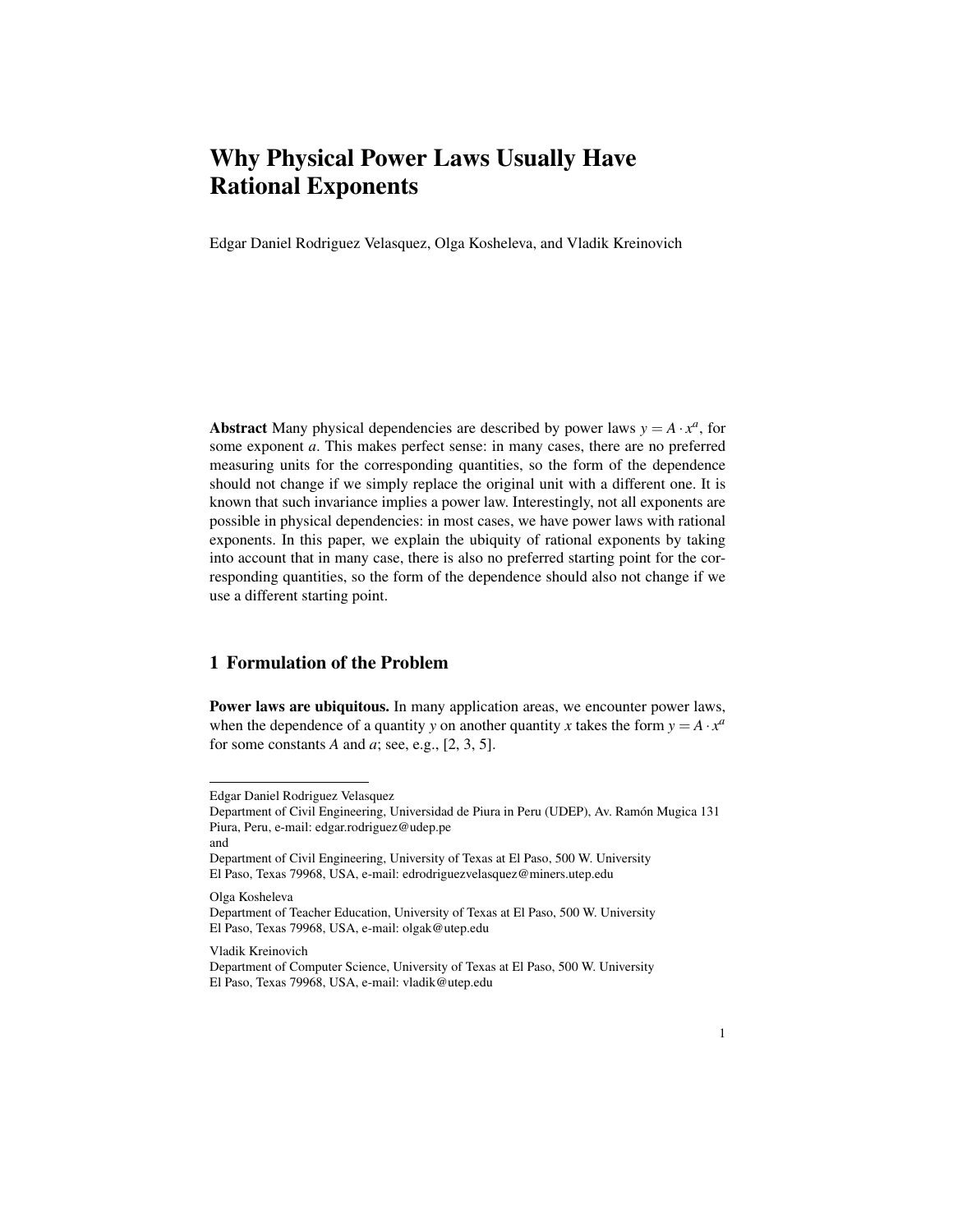# Why Physical Power Laws Usually Have Rational Exponents

Edgar Daniel Rodriguez Velasquez, Olga Kosheleva, and Vladik Kreinovich

**Abstract** Many physical dependencies are described by power laws $y = A \cdot x^a$, for some exponent $a$. This makes perfect sense: in many cases, there are no preferred measuring units for the corresponding quantities, so the form of the dependence should not change if we simply replace the original unit with a different one. It is known that such invariance implies a power law. Interestingly, not all exponents are possible in physical dependencies: in most cases, we have power laws with rational exponents. In this paper, we explain the ubiquity of rational exponents by taking into account that in many case, there is also no preferred starting point for the corresponding quantities, so the form of the dependence should also not change if we use a different starting point.

## 1 Formulation of the Problem

**Power laws are ubiquitous.** In many application areas, we encounter power laws, when the dependence of a quantity $y$ on another quantity $x$ takes the form $y = A \cdot x^a$ for some constants $A$ and $a$; see, e.g., [2, 3, 5].

---

Edgar Daniel Rodriguez Velasquez
Department of Civil Engineering, Universidad de Piura in Peru (UDEP), Av. Ramón Mugica 131 Piura, Peru, e-mail: edgar.rodriguez@udep.pe
and
Department of Civil Engineering, University of Texas at El Paso, 500 W. University El Paso, Texas 79968, USA, e-mail: edrodriguezvelasquez@miners.utep.edu

Olga Kosheleva
Department of Teacher Education, University of Texas at El Paso, 500 W. University El Paso, Texas 79968, USA, e-mail: olgak@utep.edu

Vladik Kreinovich
Department of Computer Science, University of Texas at El Paso, 500 W. University El Paso, Texas 79968, USA, e-mail: vladik@utep.edu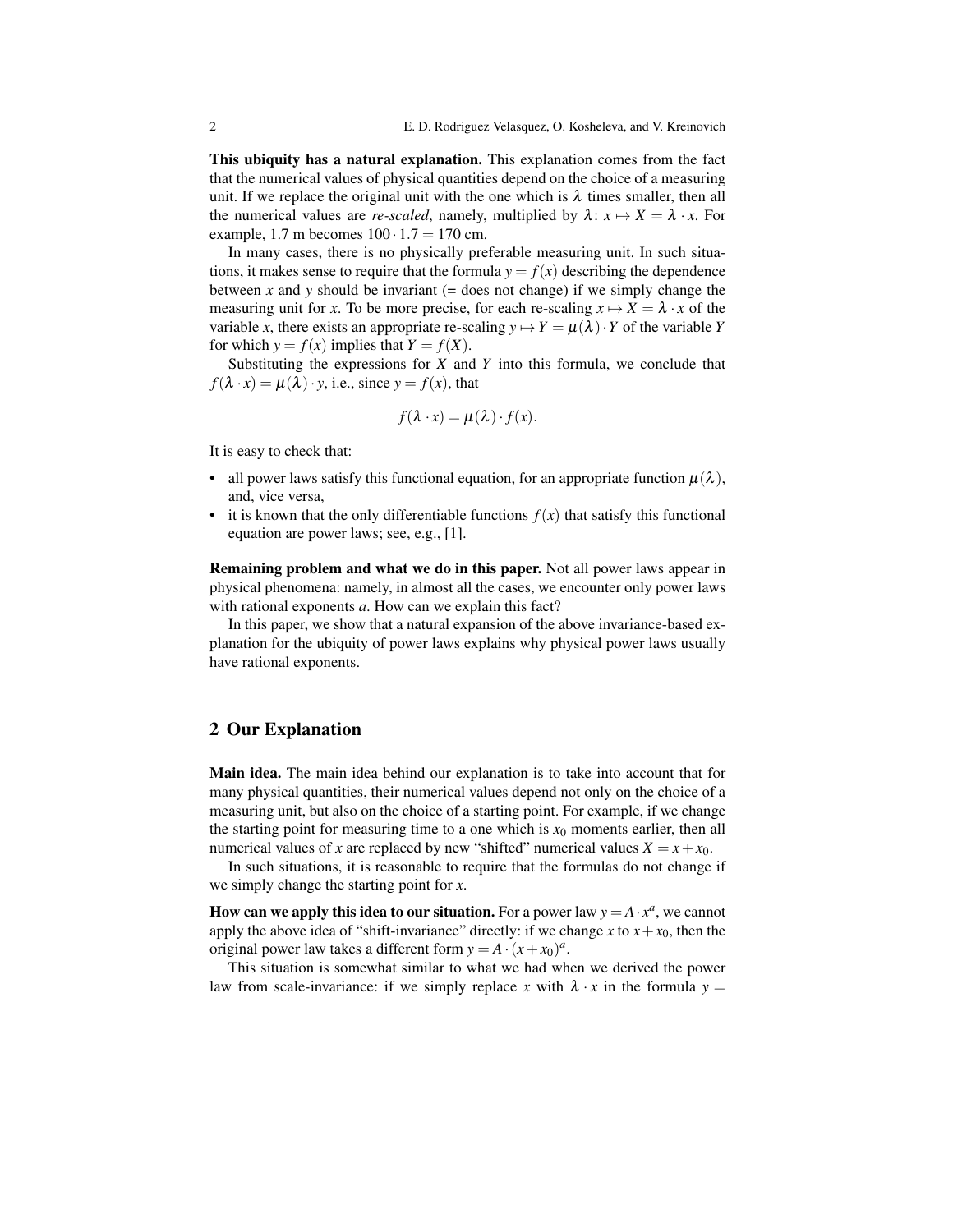**This ubiquity has a natural explanation.** This explanation comes from the fact that the numerical values of physical quantities depend on the choice of a measuring unit. If we replace the original unit with the one which is $\lambda$ times smaller, then all the numerical values are *re-scaled*, namely, multiplied by $\lambda$: $x \mapsto X = \lambda \cdot x$. For example, 1.7 m becomes $100 \cdot 1.7 = 170$ cm.

In many cases, there is no physically preferable measuring unit. In such situations, it makes sense to require that the formula $y = f(x)$ describing the dependence between $x$ and $y$ should be invariant (= does not change) if we simply change the measuring unit for $x$. To be more precise, for each re-scaling $x \mapsto X = \lambda \cdot x$ of the variable $x$, there exists an appropriate re-scaling $y \mapsto Y = \mu(\lambda) \cdot Y$ of the variable $Y$ for which $y = f(x)$ implies that $Y = f(X)$.

Substituting the expressions for $X$ and $Y$ into this formula, we conclude that $f(\lambda \cdot x) = \mu(\lambda) \cdot y$, i.e., since $y = f(x)$, that

$$f(\lambda \cdot x) = \mu(\lambda) \cdot f(x).$$

It is easy to check that:

- all power laws satisfy this functional equation, for an appropriate function $\mu(\lambda)$, and, vice versa,
- it is known that the only differentiable functions $f(x)$ that satisfy this functional equation are power laws; see, e.g., [1].

**Remaining problem and what we do in this paper.** Not all power laws appear in physical phenomena: namely, in almost all the cases, we encounter only power laws with rational exponents $a$. How can we explain this fact?

In this paper, we show that a natural expansion of the above invariance-based explanation for the ubiquity of power laws explains why physical power laws usually have rational exponents.

## 2 Our Explanation

**Main idea.** The main idea behind our explanation is to take into account that for many physical quantities, their numerical values depend not only on the choice of a measuring unit, but also on the choice of a starting point. For example, if we change the starting point for measuring time to a one which is $x_0$ moments earlier, then all numerical values of $x$ are replaced by new "shifted" numerical values $X = x + x_0$.

In such situations, it is reasonable to require that the formulas do not change if we simply change the starting point for $x$.

**How can we apply this idea to our situation.** For a power law $y = A \cdot x^a$, we cannot apply the above idea of "shift-invariance" directly: if we change $x$ to $x + x_0$, then the original power law takes a different form $y = A \cdot (x + x_0)^a$.

This situation is somewhat similar to what we had when we derived the power law from scale-invariance: if we simply replace $x$ with $\lambda \cdot x$ in the formula $y =$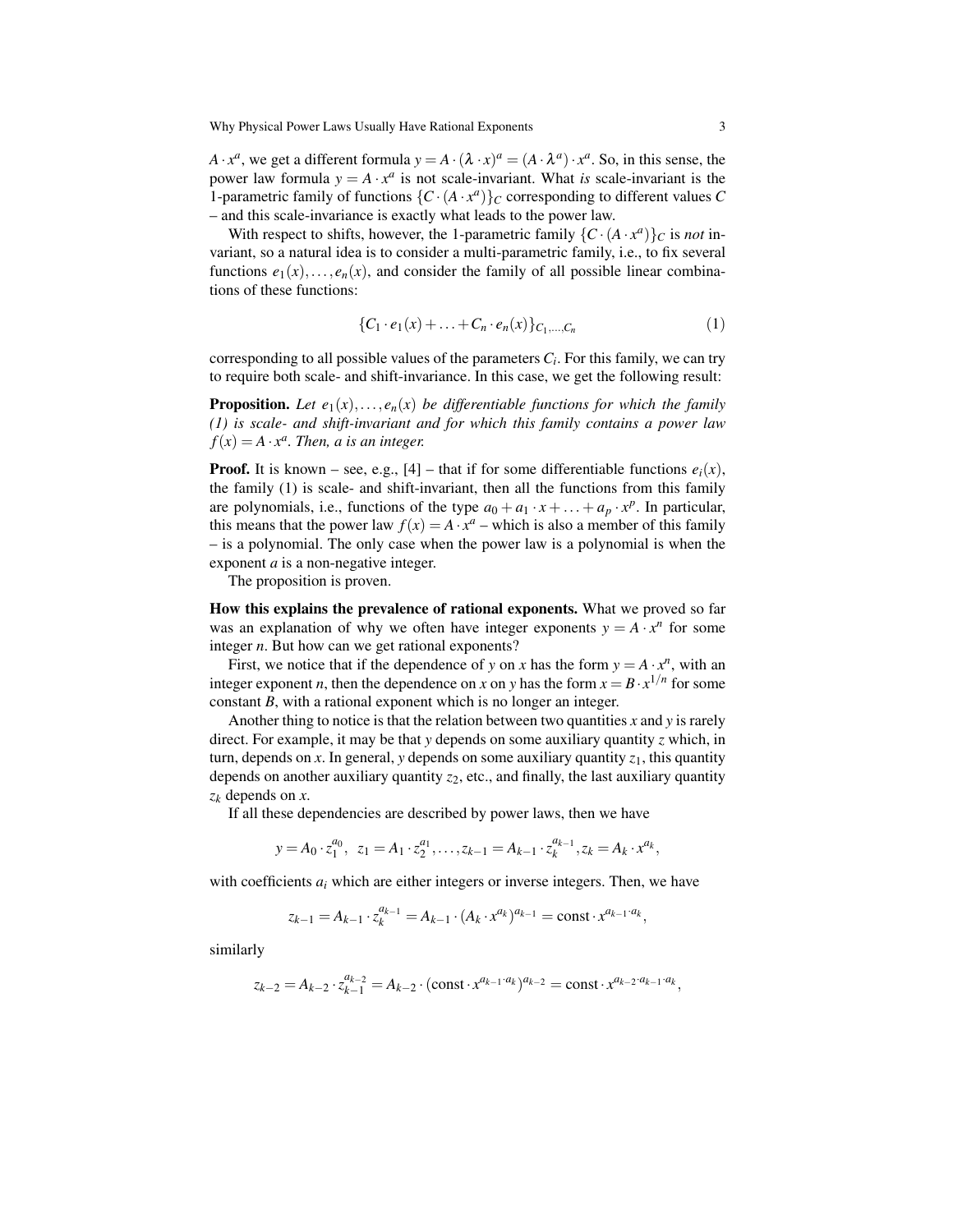$A \cdot x^a$, we get a different formula $y = A \cdot (\lambda \cdot x)^a = (A \cdot \lambda^a) \cdot x^a$. So, in this sense, the power law formula $y = A \cdot x^a$ is not scale-invariant. What *is* scale-invariant is the 1-parametric family of functions $\{C \cdot (A \cdot x^a)\}_C$ corresponding to different values $C$ – and this scale-invariance is exactly what leads to the power law.

With respect to shifts, however, the 1-parametric family $\{C \cdot (A \cdot x^a)\}_C$ is *not* invariant, so a natural idea is to consider a multi-parametric family, i.e., to fix several functions $e_1(x), \ldots, e_n(x)$, and consider the family of all possible linear combinations of these functions:

$$\{C_1 \cdot e_1(x) + \ldots + C_n \cdot e_n(x)\}_{C_1,\ldots,C_n} \tag{1}$$

corresponding to all possible values of the parameters $C_i$. For this family, we can try to require both scale- and shift-invariance. In this case, we get the following result:

**Proposition.** *Let $e_1(x), \ldots, e_n(x)$ be differentiable functions for which the family (1) is scale- and shift-invariant and for which this family contains a power law $f(x) = A \cdot x^a$. Then, $a$ is an integer.*

**Proof.** It is known – see, e.g., [4] – that if for some differentiable functions $e_i(x)$, the family (1) is scale- and shift-invariant, then all the functions from this family are polynomials, i.e., functions of the type $a_0 + a_1 \cdot x + \ldots + a_p \cdot x^p$. In particular, this means that the power law $f(x) = A \cdot x^a$ – which is also a member of this family – is a polynomial. The only case when the power law is a polynomial is when the exponent $a$ is a non-negative integer.

The proposition is proven.

**How this explains the prevalence of rational exponents.** What we proved so far was an explanation of why we often have integer exponents $y = A \cdot x^n$ for some integer $n$. But how can we get rational exponents?

First, we notice that if the dependence of $y$ on $x$ has the form $y = A \cdot x^n$, with an integer exponent $n$, then the dependence on $x$ on $y$ has the form $x = B \cdot x^{1/n}$ for some constant $B$, with a rational exponent which is no longer an integer.

Another thing to notice is that the relation between two quantities $x$ and $y$ is rarely direct. For example, it may be that $y$ depends on some auxiliary quantity $z$ which, in turn, depends on $x$. In general, $y$ depends on some auxiliary quantity $z_1$, this quantity depends on another auxiliary quantity $z_2$, etc., and finally, the last auxiliary quantity $z_k$ depends on $x$.

If all these dependencies are described by power laws, then we have

$$y = A_0 \cdot z_1^{a_0}, \;\; z_1 = A_1 \cdot z_2^{a_1}, \ldots, z_{k-1} = A_{k-1} \cdot z_k^{a_{k-1}}, z_k = A_k \cdot x^{a_k},$$

with coefficients $a_i$ which are either integers or inverse integers. Then, we have

$$z_{k-1} = A_{k-1} \cdot z_k^{a_{k-1}} = A_{k-1} \cdot (A_k \cdot x^{a_k})^{a_{k-1}} = \text{const} \cdot x^{a_{k-1} \cdot a_k},$$

similarly

$$z_{k-2} = A_{k-2} \cdot z_{k-1}^{a_{k-2}} = A_{k-2} \cdot (\text{const} \cdot x^{a_{k-1} \cdot a_k})^{a_{k-2}} = \text{const} \cdot x^{a_{k-2} \cdot a_{k-1} \cdot a_k},$$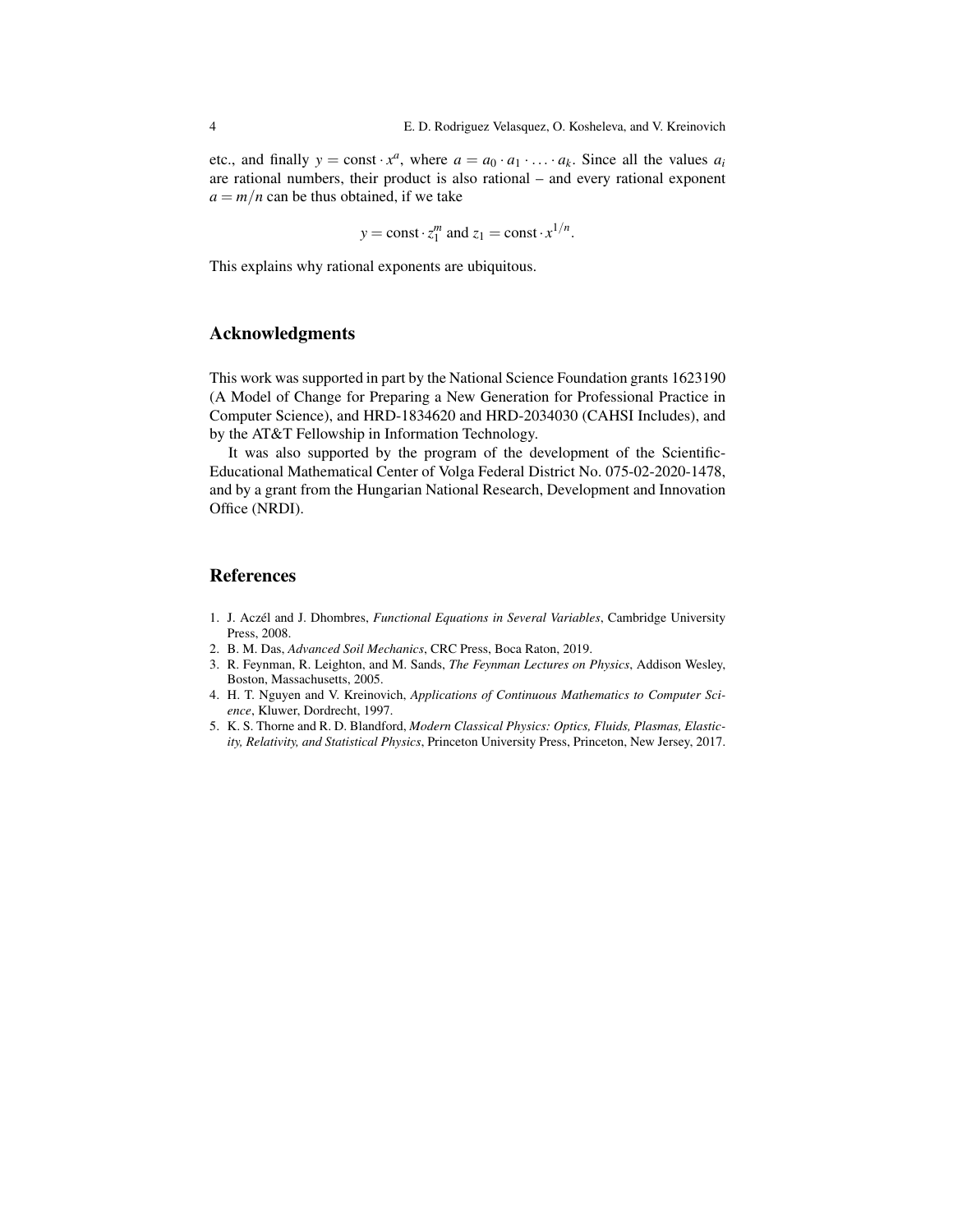etc., and finally $y = \text{const} \cdot x^a$, where $a = a_0 \cdot a_1 \cdot \ldots \cdot a_k$. Since all the values $a_i$ are rational numbers, their product is also rational – and every rational exponent $a = m/n$ can be thus obtained, if we take

$$y = \text{const} \cdot z_1^m \text{ and } z_1 = \text{const} \cdot x^{1/n}.$$

This explains why rational exponents are ubiquitous.

## Acknowledgments

This work was supported in part by the National Science Foundation grants 1623190 (A Model of Change for Preparing a New Generation for Professional Practice in Computer Science), and HRD-1834620 and HRD-2034030 (CAHSI Includes), and by the AT&T Fellowship in Information Technology.

It was also supported by the program of the development of the Scientific-Educational Mathematical Center of Volga Federal District No. 075-02-2020-1478, and by a grant from the Hungarian National Research, Development and Innovation Office (NRDI).

## References

1. J. Aczél and J. Dhombres, *Functional Equations in Several Variables*, Cambridge University Press, 2008.
2. B. M. Das, *Advanced Soil Mechanics*, CRC Press, Boca Raton, 2019.
3. R. Feynman, R. Leighton, and M. Sands, *The Feynman Lectures on Physics*, Addison Wesley, Boston, Massachusetts, 2005.
4. H. T. Nguyen and V. Kreinovich, *Applications of Continuous Mathematics to Computer Science*, Kluwer, Dordrecht, 1997.
5. K. S. Thorne and R. D. Blandford, *Modern Classical Physics: Optics, Fluids, Plasmas, Elasticity, Relativity, and Statistical Physics*, Princeton University Press, Princeton, New Jersey, 2017.